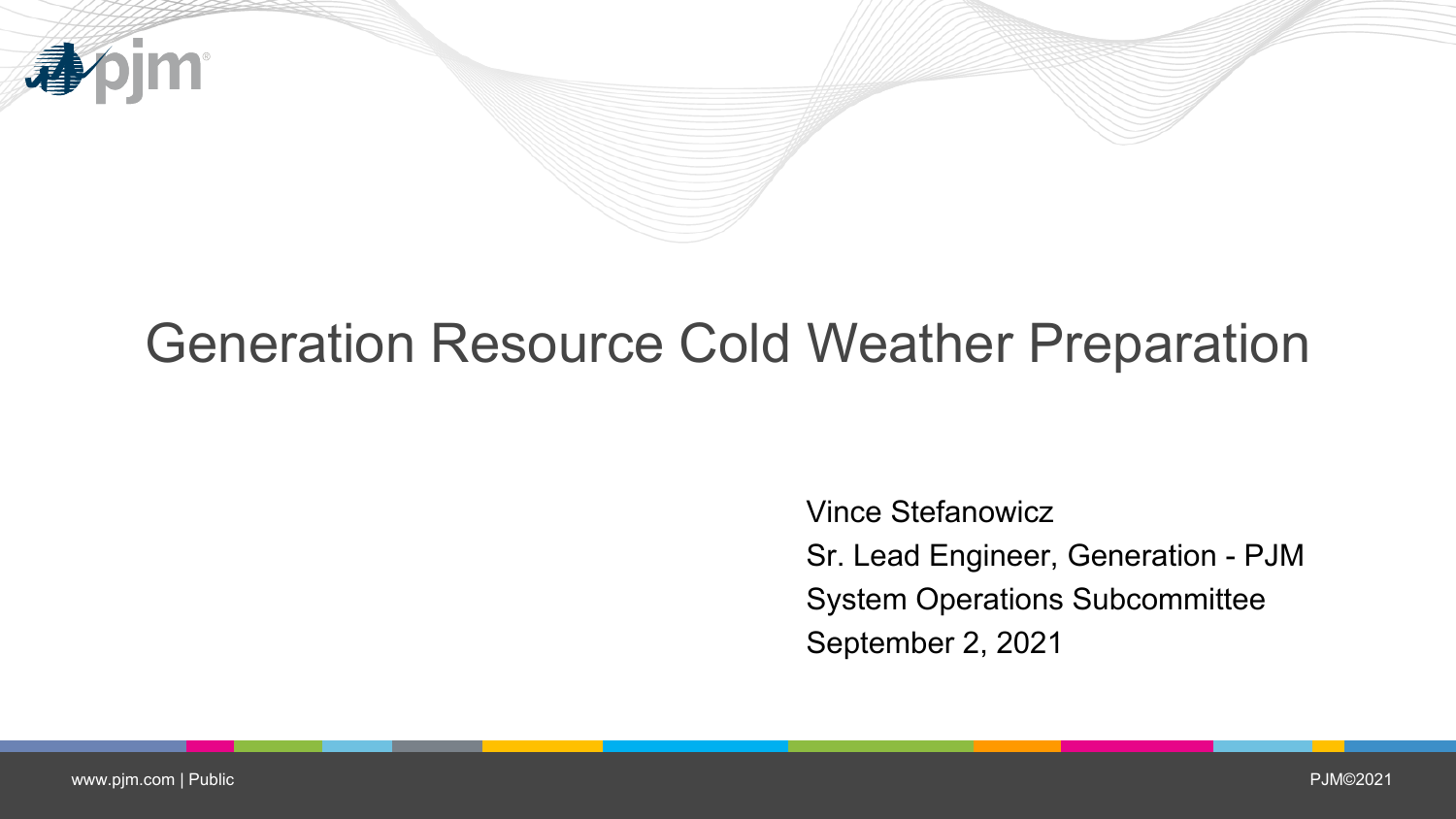# Generation Resource Cold Weather Preparation

Vince Stefanowicz
Sr. Lead Engineer, Generation - PJM
System Operations Subcommittee
September 2, 2021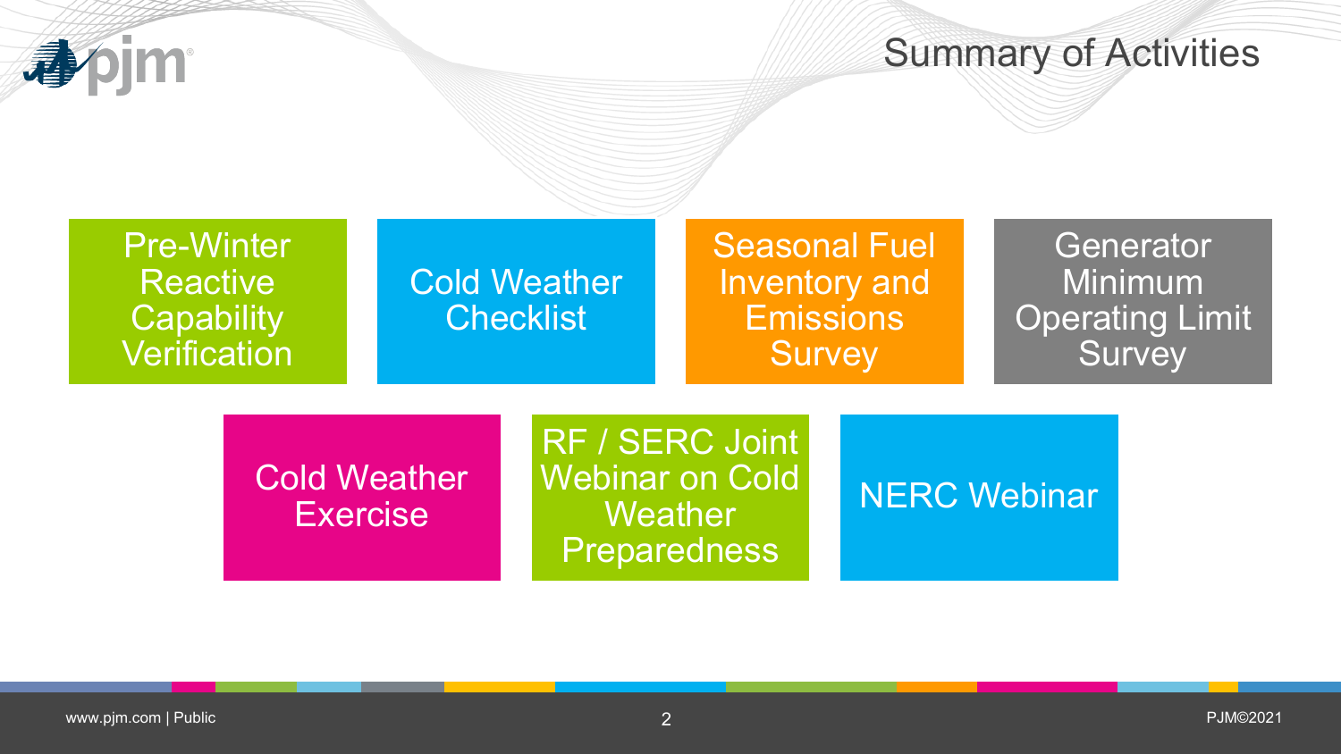# Summary of Activities

- Pre-Winter Reactive Capability Verification
- Cold Weather Checklist
- Seasonal Fuel Inventory and Emissions Survey
- Generator Minimum Operating Limit Survey
- Cold Weather Exercise
- RF / SERC Joint Webinar on Cold Weather Preparedness
- NERC Webinar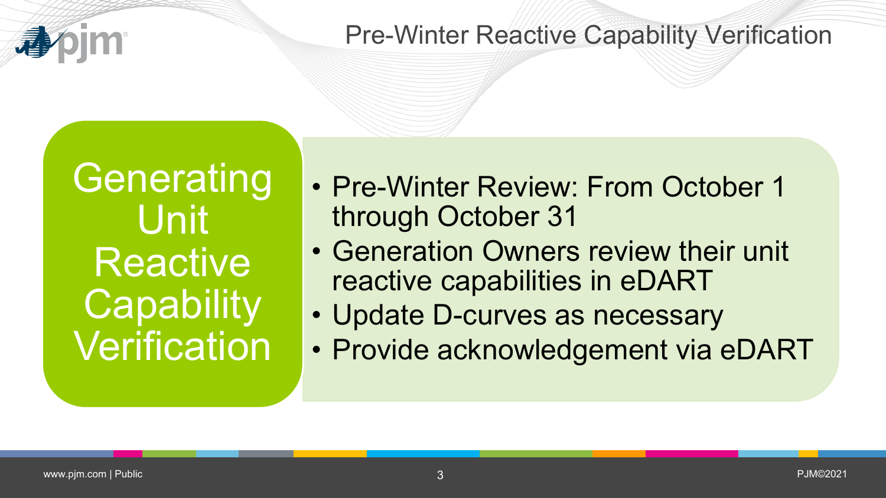# Pre-Winter Reactive Capability Verification

## Generating Unit Reactive Capability Verification

- Pre-Winter Review: From October 1 through October 31
- Generation Owners review their unit reactive capabilities in eDART
- Update D-curves as necessary
- Provide acknowledgement via eDART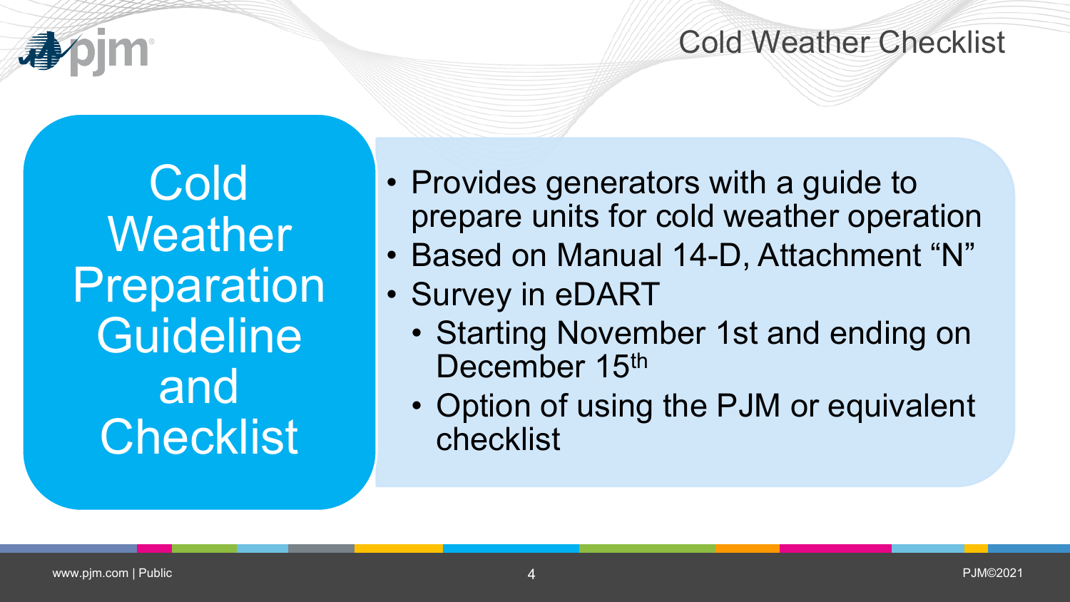# Cold Weather Checklist

## Cold Weather Preparation Guideline and Checklist

- Provides generators with a guide to prepare units for cold weather operation
- Based on Manual 14-D, Attachment “N”
- Survey in eDART
  - Starting November 1st and ending on December 15th
  - Option of using the PJM or equivalent checklist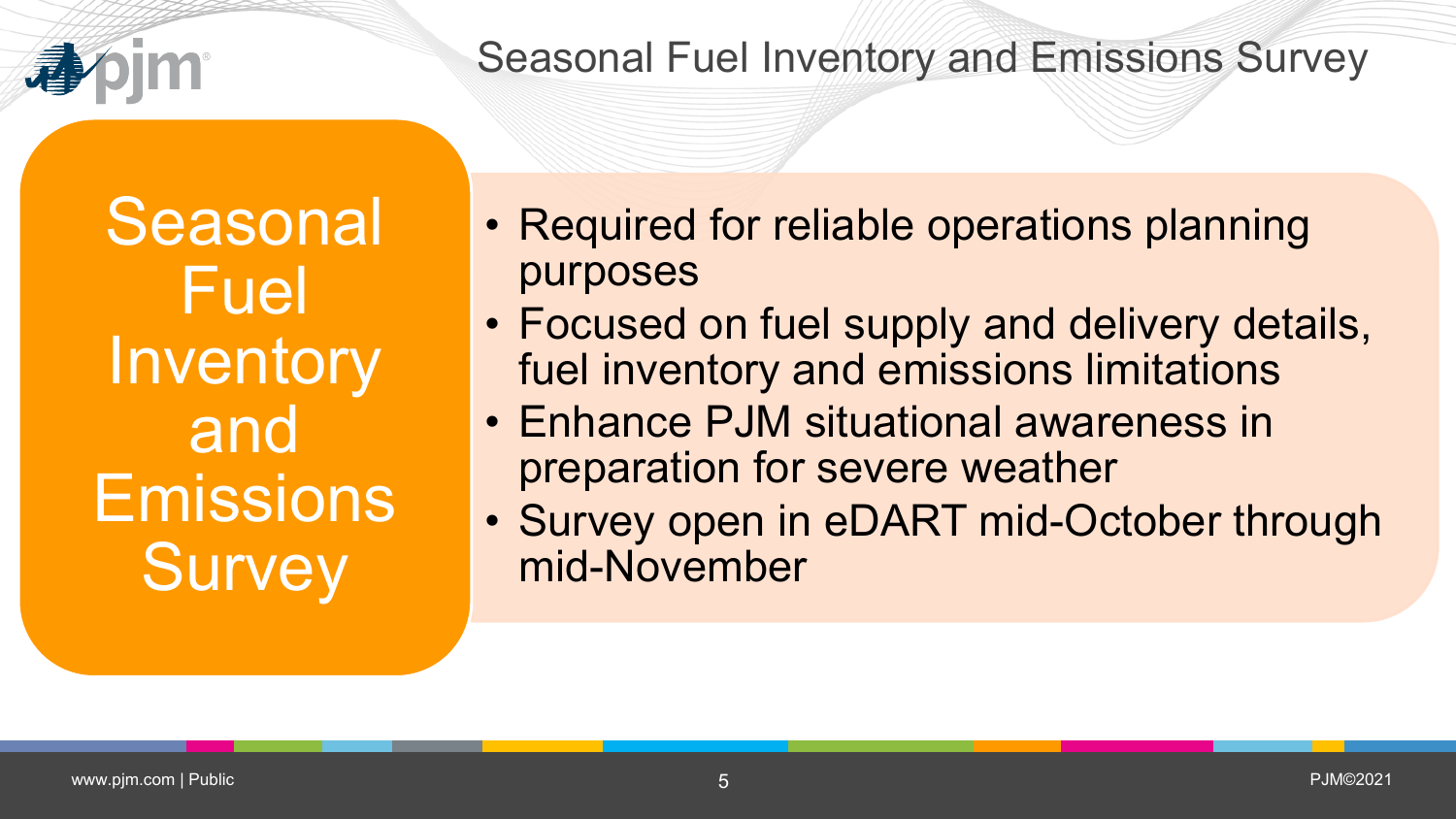# Seasonal Fuel Inventory and Emissions Survey

## Seasonal Fuel Inventory and Emissions Survey

- Required for reliable operations planning purposes
- Focused on fuel supply and delivery details, fuel inventory and emissions limitations
- Enhance PJM situational awareness in preparation for severe weather
- Survey open in eDART mid-October through mid-November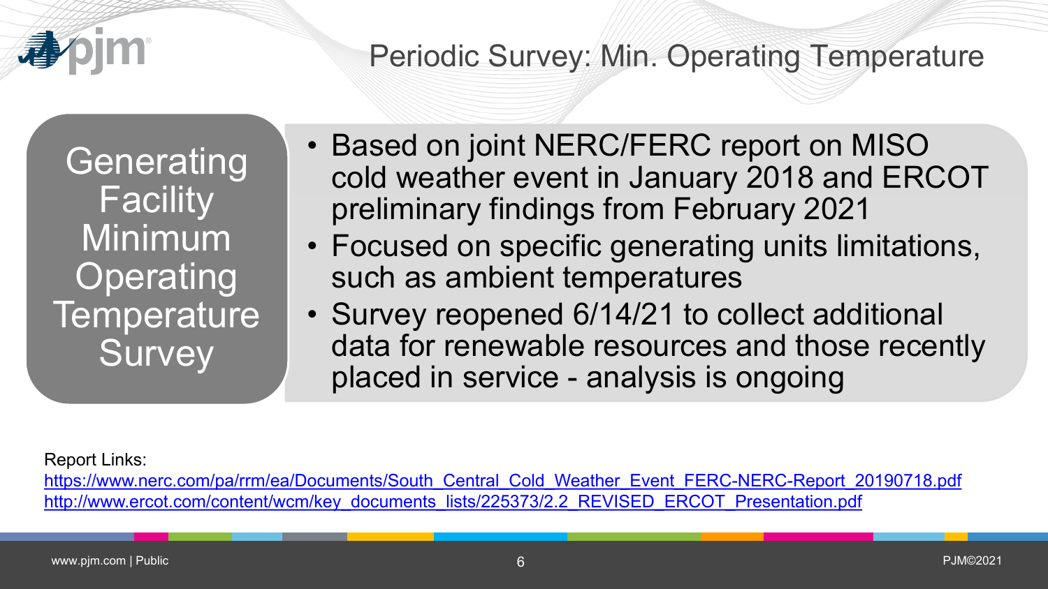# Periodic Survey: Min. Operating Temperature

## Generating Facility Minimum Operating Temperature Survey

- Based on joint NERC/FERC report on MISO cold weather event in January 2018 and ERCOT preliminary findings from February 2021
- Focused on specific generating units limitations, such as ambient temperatures
- Survey reopened 6/14/21 to collect additional data for renewable resources and those recently placed in service - analysis is ongoing

Report Links:
https://www.nerc.com/pa/rrm/ea/Documents/South_Central_Cold_Weather_Event_FERC-NERC-Report_20190718.pdf
http://www.ercot.com/content/wcm/key_documents_lists/225373/2.2_REVISED_ERCOT_Presentation.pdf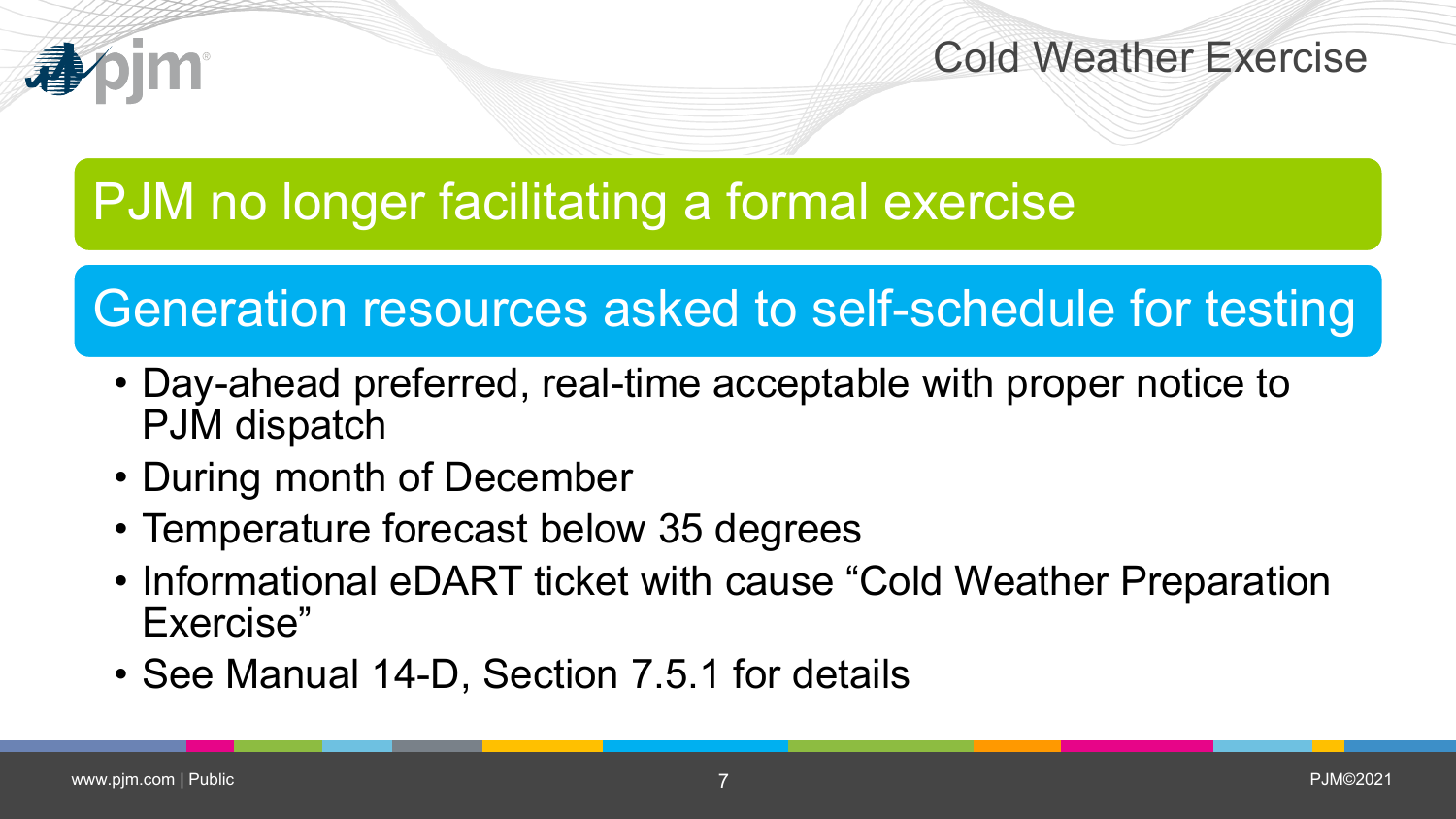# Cold Weather Exercise

## PJM no longer facilitating a formal exercise

## Generation resources asked to self-schedule for testing

- Day-ahead preferred, real-time acceptable with proper notice to PJM dispatch
- During month of December
- Temperature forecast below 35 degrees
- Informational eDART ticket with cause "Cold Weather Preparation Exercise"
- See Manual 14-D, Section 7.5.1 for details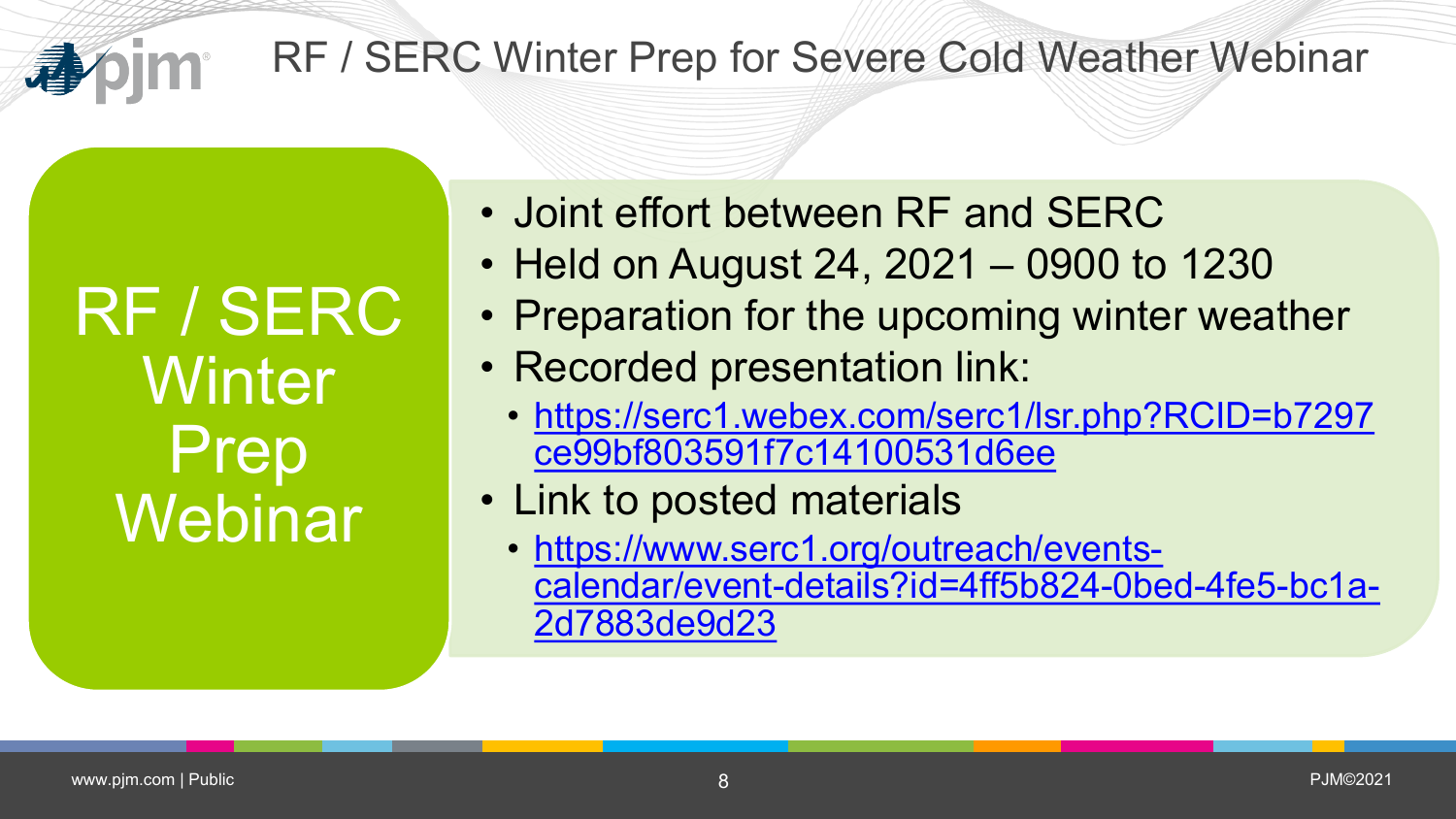# RF / SERC Winter Prep for Severe Cold Weather Webinar

## RF / SERC Winter Prep Webinar

- Joint effort between RF and SERC
- Held on August 24, 2021 – 0900 to 1230
- Preparation for the upcoming winter weather
- Recorded presentation link:
  - https://serc1.webex.com/serc1/lsr.php?RCID=b7297ce99bf803591f7c14100531d6ee
- Link to posted materials
  - https://www.serc1.org/outreach/events-calendar/event-details?id=4ff5b824-0bed-4fe5-bc1a-2d7883de9d23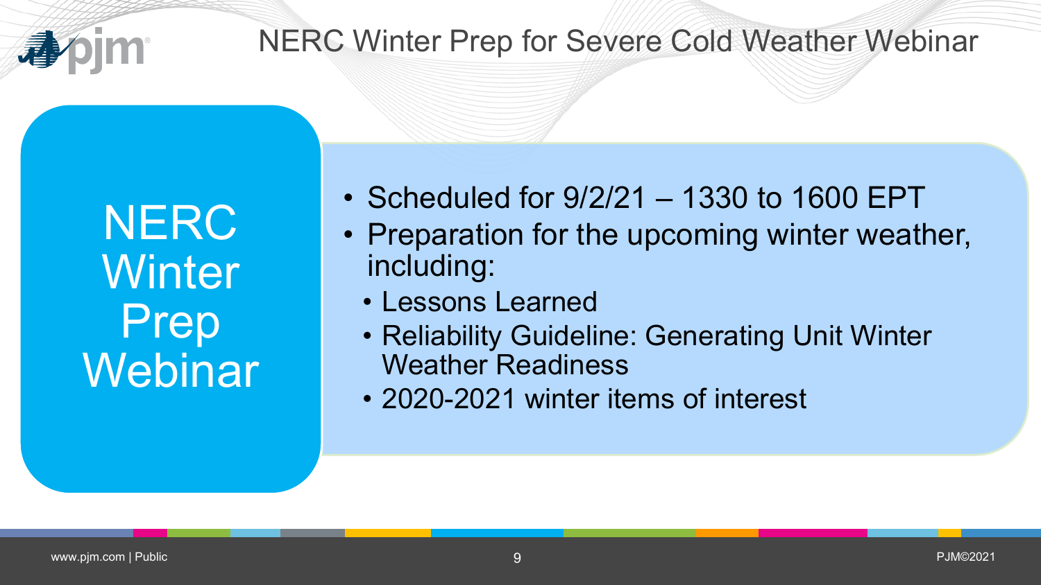# NERC Winter Prep for Severe Cold Weather Webinar

## NERC Winter Prep Webinar

- Scheduled for 9/2/21 – 1330 to 1600 EPT
- Preparation for the upcoming winter weather, including:
  - Lessons Learned
  - Reliability Guideline: Generating Unit Winter Weather Readiness
  - 2020-2021 winter items of interest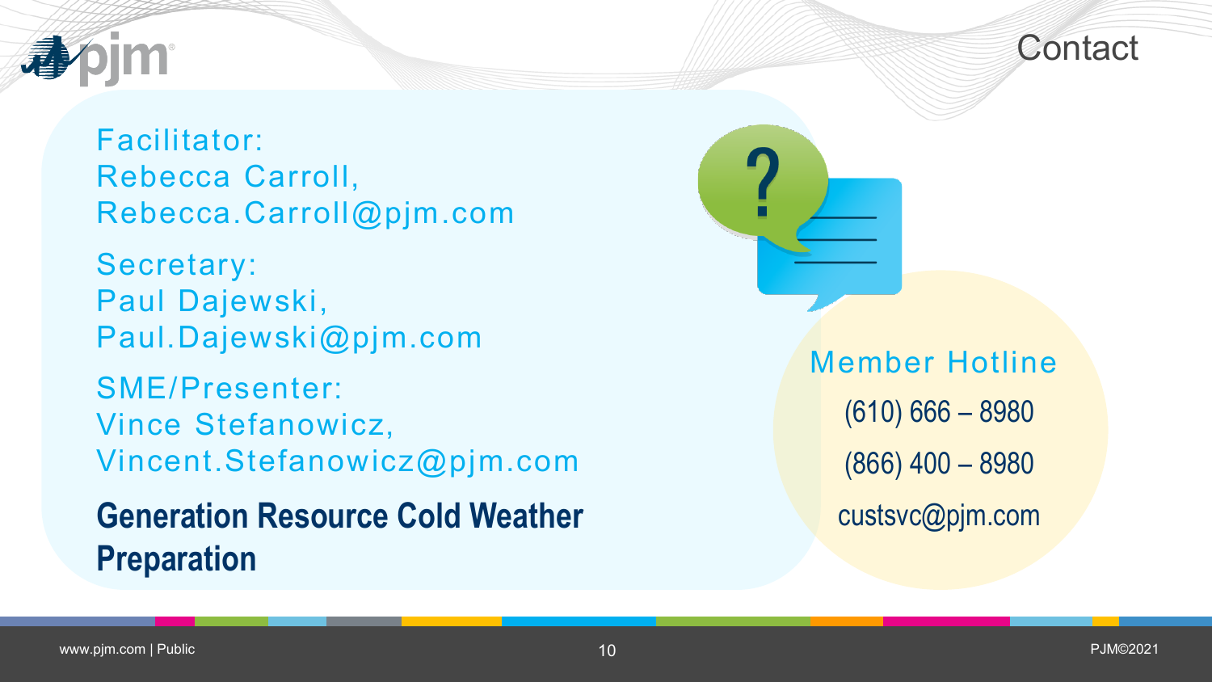# Contact

Facilitator:
Rebecca Carroll,
Rebecca.Carroll@pjm.com

Secretary:
Paul Dajewski,
Paul.Dajewski@pjm.com

SME/Presenter:
Vince Stefanowicz,
Vincent.Stefanowicz@pjm.com

**Generation Resource Cold Weather Preparation**

Member Hotline

(610) 666 – 8980

(866) 400 – 8980

custsvc@pjm.com